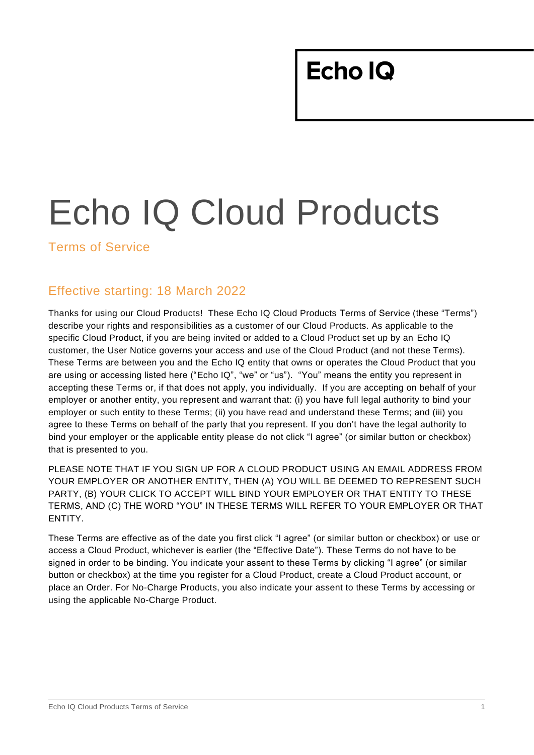Echo IQ

# Echo IQ Cloud Products

## Terms of Service

## Effective starting: 18 March 2022

Thanks for using our Cloud Products! These Echo IQ Cloud Products Terms of Service (these "Terms") describe your rights and responsibilities as a customer of our Cloud Products. As applicable to the specific Cloud Product, if you are being invited or added to a Cloud Product set up by an Echo IQ customer, the User Notice governs your access and use of the Cloud Product (and not these Terms). These Terms are between you and the Echo IQ entity that owns or operates the Cloud Product that you are using or accessing listed here ("Echo IQ", "we" or "us"). "You" means the entity you represent in accepting these Terms or, if that does not apply, you individually. If you are accepting on behalf of your employer or another entity, you represent and warrant that: (i) you have full legal authority to bind your employer or such entity to these Terms; (ii) you have read and understand these Terms; and (iii) you agree to these Terms on behalf of the party that you represent. If you don't have the legal authority to bind your employer or the applicable entity please do not click "I agree" (or similar button or checkbox) that is presented to you.

PLEASE NOTE THAT IF YOU SIGN UP FOR A CLOUD PRODUCT USING AN EMAIL ADDRESS FROM YOUR EMPLOYER OR ANOTHER ENTITY, THEN (A) YOU WILL BE DEEMED TO REPRESENT SUCH PARTY, (B) YOUR CLICK TO ACCEPT WILL BIND YOUR EMPLOYER OR THAT ENTITY TO THESE TERMS, AND (C) THE WORD "YOU" IN THESE TERMS WILL REFER TO YOUR EMPLOYER OR THAT ENTITY.

These Terms are effective as of the date you first click "I agree" (or similar button or checkbox) or use or access a Cloud Product, whichever is earlier (the "Effective Date"). These Terms do not have to be signed in order to be binding. You indicate your assent to these Terms by clicking "I agree" (or similar button or checkbox) at the time you register for a Cloud Product, create a Cloud Product account, or place an Order. For No-Charge Products, you also indicate your assent to these Terms by accessing or using the applicable No-Charge Product.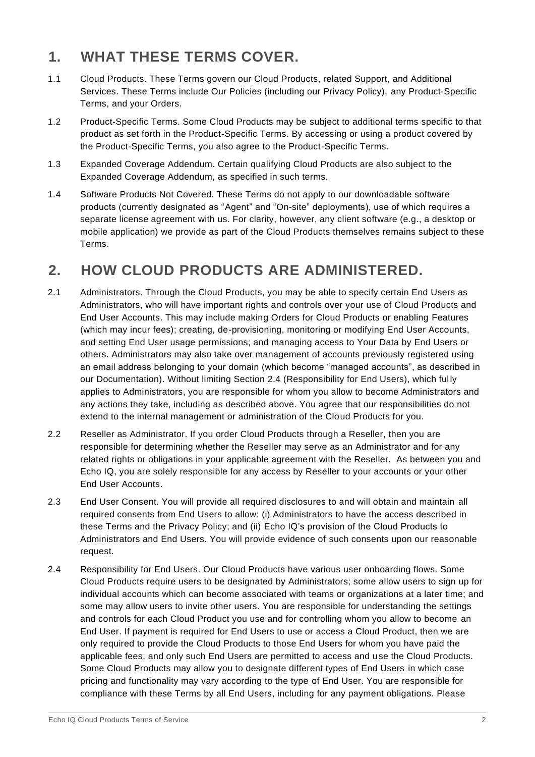## 1. WHAT THESE TERMS COVER.

1.1 Cloud Products. These Terms govern our Cloud Products, related Support, and Additional Services. These Terms include Our Policies (including our Privacy Policy), any Product-Specific Terms, and your Orders.

1.2 Product-Specific Terms. Some Cloud Products may be subject to additional terms specific to that product as set forth in the Product-Specific Terms. By accessing or using a product covered by the Product-Specific Terms, you also agree to the Product-Specific Terms.

1.3 Expanded Coverage Addendum. Certain qualifying Cloud Products are also subject to the Expanded Coverage Addendum, as specified in such terms.

1.4 Software Products Not Covered. These Terms do not apply to our downloadable software products (currently designated as "Agent" and "On-site" deployments), use of which requires a separate license agreement with us. For clarity, however, any client software (e.g., a desktop or mobile application) we provide as part of the Cloud Products themselves remains subject to these Terms.

## 2. HOW CLOUD PRODUCTS ARE ADMINISTERED.

2.1 Administrators. Through the Cloud Products, you may be able to specify certain End Users as Administrators, who will have important rights and controls over your use of Cloud Products and End User Accounts. This may include making Orders for Cloud Products or enabling Features (which may incur fees); creating, de-provisioning, monitoring or modifying End User Accounts, and setting End User usage permissions; and managing access to Your Data by End Users or others. Administrators may also take over management of accounts previously registered using an email address belonging to your domain (which become "managed accounts", as described in our Documentation). Without limiting Section 2.4 (Responsibility for End Users), which fully applies to Administrators, you are responsible for whom you allow to become Administrators and any actions they take, including as described above. You agree that our responsibilities do not extend to the internal management or administration of the Cloud Products for you.

2.2 Reseller as Administrator. If you order Cloud Products through a Reseller, then you are responsible for determining whether the Reseller may serve as an Administrator and for any related rights or obligations in your applicable agreement with the Reseller. As between you and Echo IQ, you are solely responsible for any access by Reseller to your accounts or your other End User Accounts.

2.3 End User Consent. You will provide all required disclosures to and will obtain and maintain all required consents from End Users to allow: (i) Administrators to have the access described in these Terms and the Privacy Policy; and (ii) Echo IQ's provision of the Cloud Products to Administrators and End Users. You will provide evidence of such consents upon our reasonable request.

2.4 Responsibility for End Users. Our Cloud Products have various user onboarding flows. Some Cloud Products require users to be designated by Administrators; some allow users to sign up for individual accounts which can become associated with teams or organizations at a later time; and some may allow users to invite other users. You are responsible for understanding the settings and controls for each Cloud Product you use and for controlling whom you allow to become an End User. If payment is required for End Users to use or access a Cloud Product, then we are only required to provide the Cloud Products to those End Users for whom you have paid the applicable fees, and only such End Users are permitted to access and use the Cloud Products. Some Cloud Products may allow you to designate different types of End Users in which case pricing and functionality may vary according to the type of End User. You are responsible for compliance with these Terms by all End Users, including for any payment obligations. Please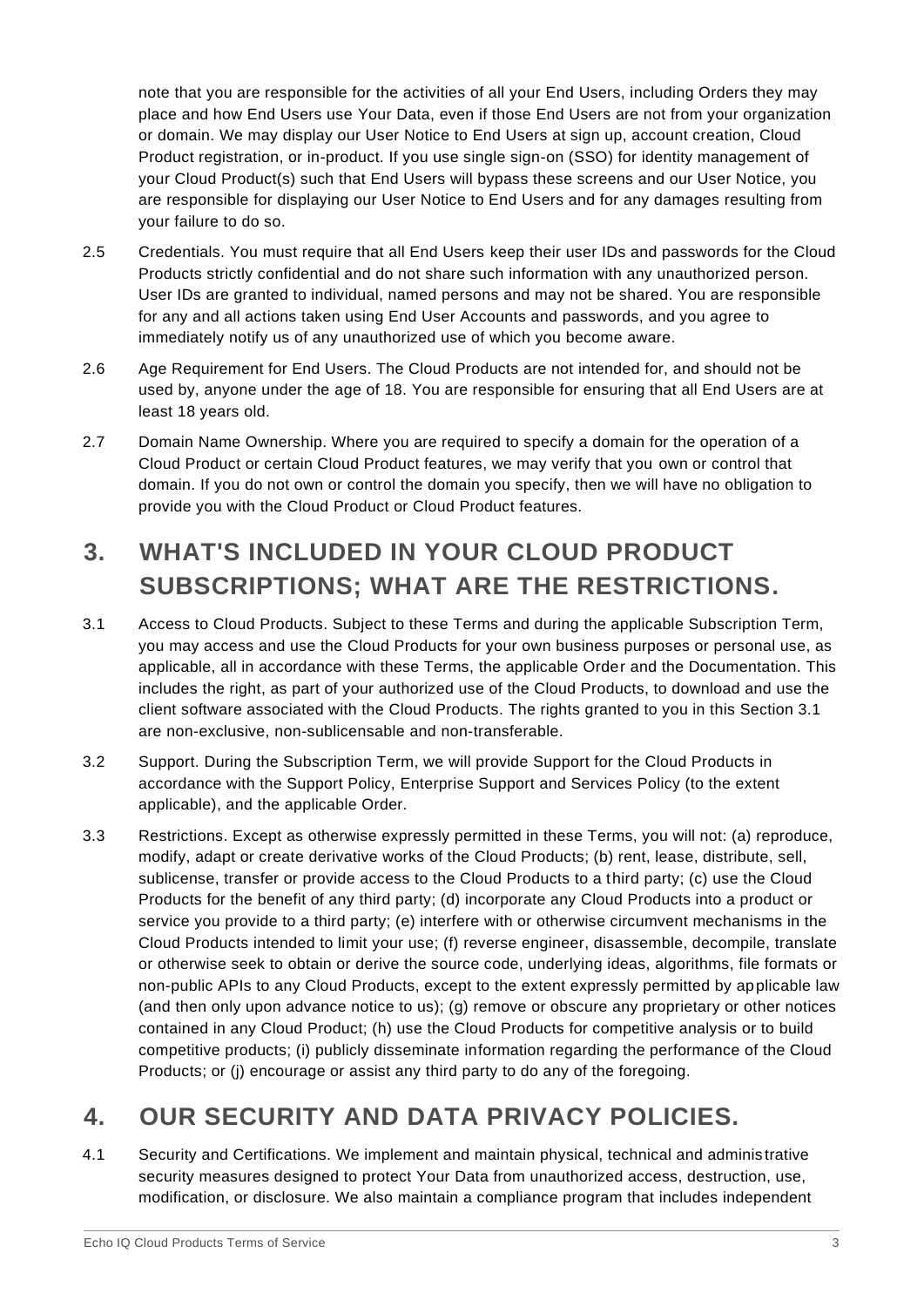note that you are responsible for the activities of all your End Users, including Orders they may place and how End Users use Your Data, even if those End Users are not from your organization or domain. We may display our User Notice to End Users at sign up, account creation, Cloud Product registration, or in-product. If you use single sign-on (SSO) for identity management of your Cloud Product(s) such that End Users will bypass these screens and our User Notice, you are responsible for displaying our User Notice to End Users and for any damages resulting from your failure to do so.

2.5 Credentials. You must require that all End Users keep their user IDs and passwords for the Cloud Products strictly confidential and do not share such information with any unauthorized person. User IDs are granted to individual, named persons and may not be shared. You are responsible for any and all actions taken using End User Accounts and passwords, and you agree to immediately notify us of any unauthorized use of which you become aware.

2.6 Age Requirement for End Users. The Cloud Products are not intended for, and should not be used by, anyone under the age of 18. You are responsible for ensuring that all End Users are at least 18 years old.

2.7 Domain Name Ownership. Where you are required to specify a domain for the operation of a Cloud Product or certain Cloud Product features, we may verify that you own or control that domain. If you do not own or control the domain you specify, then we will have no obligation to provide you with the Cloud Product or Cloud Product features.

## 3. WHAT'S INCLUDED IN YOUR CLOUD PRODUCT SUBSCRIPTIONS; WHAT ARE THE RESTRICTIONS.

3.1 Access to Cloud Products. Subject to these Terms and during the applicable Subscription Term, you may access and use the Cloud Products for your own business purposes or personal use, as applicable, all in accordance with these Terms, the applicable Order and the Documentation. This includes the right, as part of your authorized use of the Cloud Products, to download and use the client software associated with the Cloud Products. The rights granted to you in this Section 3.1 are non-exclusive, non-sublicensable and non-transferable.

3.2 Support. During the Subscription Term, we will provide Support for the Cloud Products in accordance with the Support Policy, Enterprise Support and Services Policy (to the extent applicable), and the applicable Order.

3.3 Restrictions. Except as otherwise expressly permitted in these Terms, you will not: (a) reproduce, modify, adapt or create derivative works of the Cloud Products; (b) rent, lease, distribute, sell, sublicense, transfer or provide access to the Cloud Products to a third party; (c) use the Cloud Products for the benefit of any third party; (d) incorporate any Cloud Products into a product or service you provide to a third party; (e) interfere with or otherwise circumvent mechanisms in the Cloud Products intended to limit your use; (f) reverse engineer, disassemble, decompile, translate or otherwise seek to obtain or derive the source code, underlying ideas, algorithms, file formats or non-public APIs to any Cloud Products, except to the extent expressly permitted by applicable law (and then only upon advance notice to us); (g) remove or obscure any proprietary or other notices contained in any Cloud Product; (h) use the Cloud Products for competitive analysis or to build competitive products; (i) publicly disseminate information regarding the performance of the Cloud Products; or (j) encourage or assist any third party to do any of the foregoing.

## 4. OUR SECURITY AND DATA PRIVACY POLICIES.

4.1 Security and Certifications. We implement and maintain physical, technical and administrative security measures designed to protect Your Data from unauthorized access, destruction, use, modification, or disclosure. We also maintain a compliance program that includes independent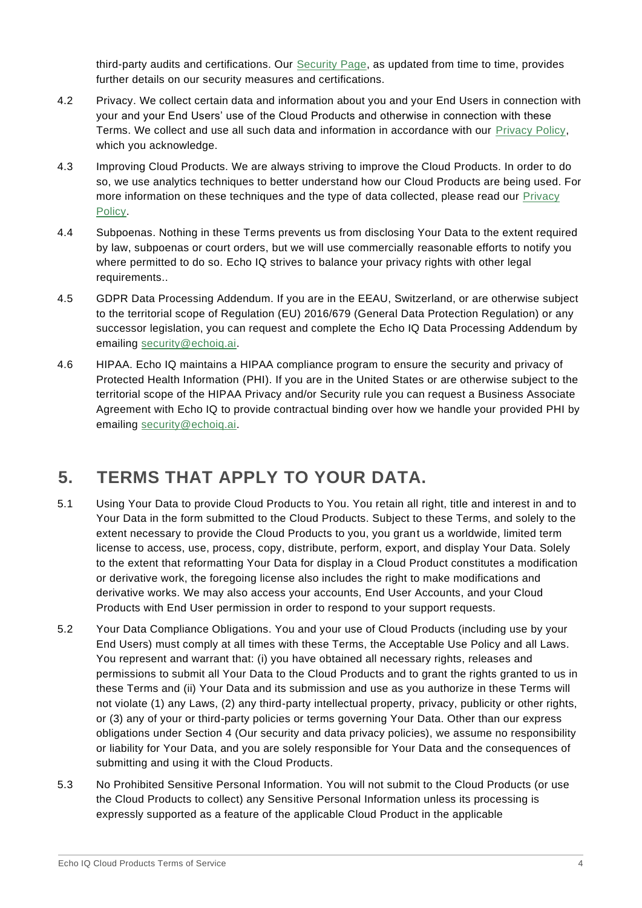third-party audits and certifications. Our [Security Page](), as updated from time to time, provides further details on our security measures and certifications.

4.2 Privacy. We collect certain data and information about you and your End Users in connection with your and your End Users' use of the Cloud Products and otherwise in connection with these Terms. We collect and use all such data and information in accordance with our [Privacy Policy](), which you acknowledge.

4.3 Improving Cloud Products. We are always striving to improve the Cloud Products. In order to do so, we use analytics techniques to better understand how our Cloud Products are being used. For more information on these techniques and the type of data collected, please read our [Privacy Policy]().

4.4 Subpoenas. Nothing in these Terms prevents us from disclosing Your Data to the extent required by law, subpoenas or court orders, but we will use commercially reasonable efforts to notify you where permitted to do so. Echo IQ strives to balance your privacy rights with other legal requirements..

4.5 GDPR Data Processing Addendum. If you are in the EEAU, Switzerland, or are otherwise subject to the territorial scope of Regulation (EU) 2016/679 (General Data Protection Regulation) or any successor legislation, you can request and complete the Echo IQ Data Processing Addendum by emailing security@echoiq.ai.

4.6 HIPAA. Echo IQ maintains a HIPAA compliance program to ensure the security and privacy of Protected Health Information (PHI). If you are in the United States or are otherwise subject to the territorial scope of the HIPAA Privacy and/or Security rule you can request a Business Associate Agreement with Echo IQ to provide contractual binding over how we handle your provided PHI by emailing security@echoiq.ai.

## 5. TERMS THAT APPLY TO YOUR DATA.

5.1 Using Your Data to provide Cloud Products to You. You retain all right, title and interest in and to Your Data in the form submitted to the Cloud Products. Subject to these Terms, and solely to the extent necessary to provide the Cloud Products to you, you grant us a worldwide, limited term license to access, use, process, copy, distribute, perform, export, and display Your Data. Solely to the extent that reformatting Your Data for display in a Cloud Product constitutes a modification or derivative work, the foregoing license also includes the right to make modifications and derivative works. We may also access your accounts, End User Accounts, and your Cloud Products with End User permission in order to respond to your support requests.

5.2 Your Data Compliance Obligations. You and your use of Cloud Products (including use by your End Users) must comply at all times with these Terms, the Acceptable Use Policy and all Laws. You represent and warrant that: (i) you have obtained all necessary rights, releases and permissions to submit all Your Data to the Cloud Products and to grant the rights granted to us in these Terms and (ii) Your Data and its submission and use as you authorize in these Terms will not violate (1) any Laws, (2) any third-party intellectual property, privacy, publicity or other rights, or (3) any of your or third-party policies or terms governing Your Data. Other than our express obligations under Section 4 (Our security and data privacy policies), we assume no responsibility or liability for Your Data, and you are solely responsible for Your Data and the consequences of submitting and using it with the Cloud Products.

5.3 No Prohibited Sensitive Personal Information. You will not submit to the Cloud Products (or use the Cloud Products to collect) any Sensitive Personal Information unless its processing is expressly supported as a feature of the applicable Cloud Product in the applicable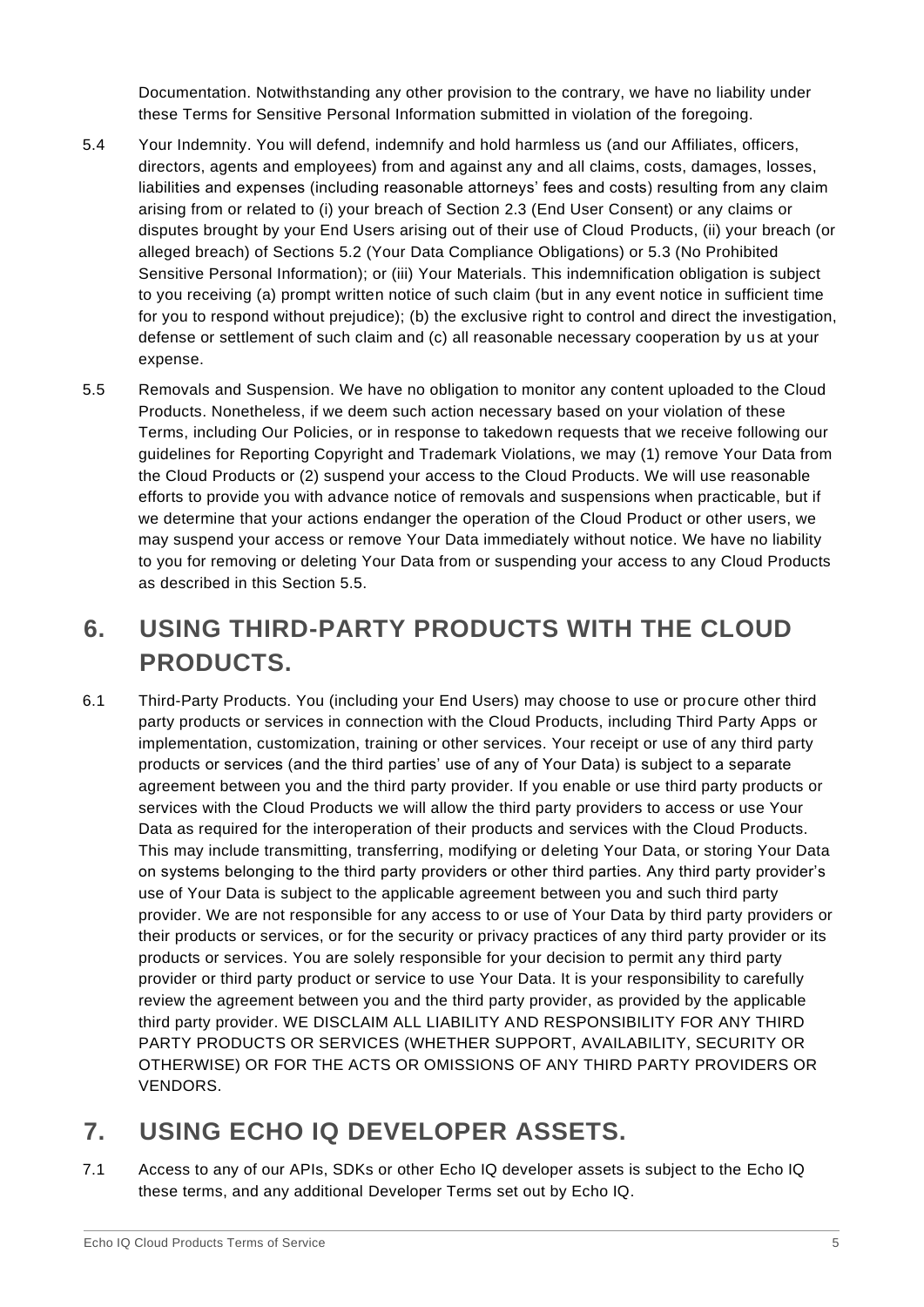Documentation. Notwithstanding any other provision to the contrary, we have no liability under these Terms for Sensitive Personal Information submitted in violation of the foregoing.

5.4 Your Indemnity. You will defend, indemnify and hold harmless us (and our Affiliates, officers, directors, agents and employees) from and against any and all claims, costs, damages, losses, liabilities and expenses (including reasonable attorneys' fees and costs) resulting from any claim arising from or related to (i) your breach of Section 2.3 (End User Consent) or any claims or disputes brought by your End Users arising out of their use of Cloud Products, (ii) your breach (or alleged breach) of Sections 5.2 (Your Data Compliance Obligations) or 5.3 (No Prohibited Sensitive Personal Information); or (iii) Your Materials. This indemnification obligation is subject to you receiving (a) prompt written notice of such claim (but in any event notice in sufficient time for you to respond without prejudice); (b) the exclusive right to control and direct the investigation, defense or settlement of such claim and (c) all reasonable necessary cooperation by us at your expense.

5.5 Removals and Suspension. We have no obligation to monitor any content uploaded to the Cloud Products. Nonetheless, if we deem such action necessary based on your violation of these Terms, including Our Policies, or in response to takedown requests that we receive following our guidelines for Reporting Copyright and Trademark Violations, we may (1) remove Your Data from the Cloud Products or (2) suspend your access to the Cloud Products. We will use reasonable efforts to provide you with advance notice of removals and suspensions when practicable, but if we determine that your actions endanger the operation of the Cloud Product or other users, we may suspend your access or remove Your Data immediately without notice. We have no liability to you for removing or deleting Your Data from or suspending your access to any Cloud Products as described in this Section 5.5.

## 6. USING THIRD-PARTY PRODUCTS WITH THE CLOUD PRODUCTS.

6.1 Third-Party Products. You (including your End Users) may choose to use or procure other third party products or services in connection with the Cloud Products, including Third Party Apps or implementation, customization, training or other services. Your receipt or use of any third party products or services (and the third parties' use of any of Your Data) is subject to a separate agreement between you and the third party provider. If you enable or use third party products or services with the Cloud Products we will allow the third party providers to access or use Your Data as required for the interoperation of their products and services with the Cloud Products. This may include transmitting, transferring, modifying or deleting Your Data, or storing Your Data on systems belonging to the third party providers or other third parties. Any third party provider's use of Your Data is subject to the applicable agreement between you and such third party provider. We are not responsible for any access to or use of Your Data by third party providers or their products or services, or for the security or privacy practices of any third party provider or its products or services. You are solely responsible for your decision to permit any third party provider or third party product or service to use Your Data. It is your responsibility to carefully review the agreement between you and the third party provider, as provided by the applicable third party provider. WE DISCLAIM ALL LIABILITY AND RESPONSIBILITY FOR ANY THIRD PARTY PRODUCTS OR SERVICES (WHETHER SUPPORT, AVAILABILITY, SECURITY OR OTHERWISE) OR FOR THE ACTS OR OMISSIONS OF ANY THIRD PARTY PROVIDERS OR VENDORS.

## 7. USING ECHO IQ DEVELOPER ASSETS.

7.1 Access to any of our APIs, SDKs or other Echo IQ developer assets is subject to the Echo IQ these terms, and any additional Developer Terms set out by Echo IQ.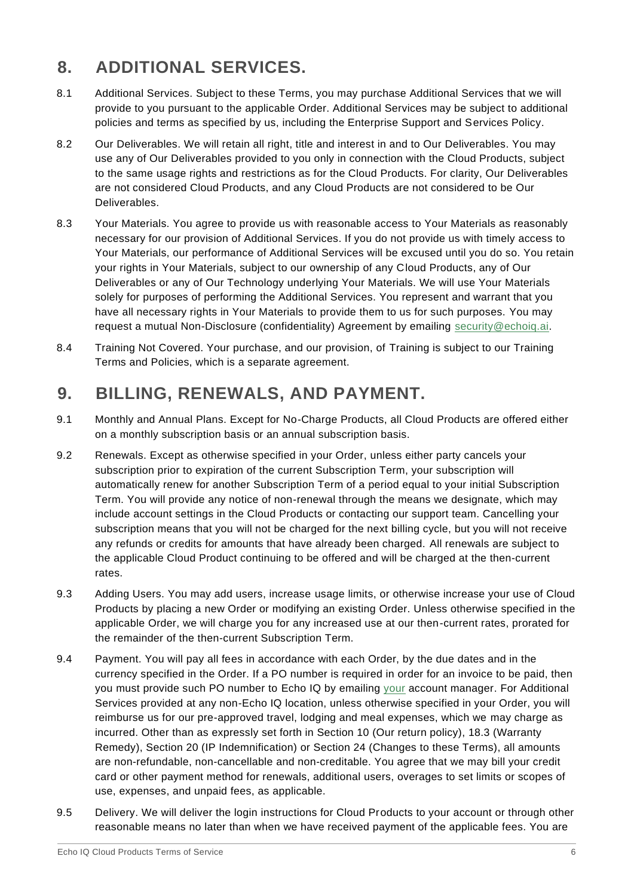## 8. ADDITIONAL SERVICES.

8.1 Additional Services. Subject to these Terms, you may purchase Additional Services that we will provide to you pursuant to the applicable Order. Additional Services may be subject to additional policies and terms as specified by us, including the Enterprise Support and Services Policy.

8.2 Our Deliverables. We will retain all right, title and interest in and to Our Deliverables. You may use any of Our Deliverables provided to you only in connection with the Cloud Products, subject to the same usage rights and restrictions as for the Cloud Products. For clarity, Our Deliverables are not considered Cloud Products, and any Cloud Products are not considered to be Our Deliverables.

8.3 Your Materials. You agree to provide us with reasonable access to Your Materials as reasonably necessary for our provision of Additional Services. If you do not provide us with timely access to Your Materials, our performance of Additional Services will be excused until you do so. You retain your rights in Your Materials, subject to our ownership of any Cloud Products, any of Our Deliverables or any of Our Technology underlying Your Materials. We will use Your Materials solely for purposes of performing the Additional Services. You represent and warrant that you have all necessary rights in Your Materials to provide them to us for such purposes. You may request a mutual Non-Disclosure (confidentiality) Agreement by emailing security@echoiq.ai.

8.4 Training Not Covered. Your purchase, and our provision, of Training is subject to our Training Terms and Policies, which is a separate agreement.

## 9. BILLING, RENEWALS, AND PAYMENT.

9.1 Monthly and Annual Plans. Except for No-Charge Products, all Cloud Products are offered either on a monthly subscription basis or an annual subscription basis.

9.2 Renewals. Except as otherwise specified in your Order, unless either party cancels your subscription prior to expiration of the current Subscription Term, your subscription will automatically renew for another Subscription Term of a period equal to your initial Subscription Term. You will provide any notice of non-renewal through the means we designate, which may include account settings in the Cloud Products or contacting our support team. Cancelling your subscription means that you will not be charged for the next billing cycle, but you will not receive any refunds or credits for amounts that have already been charged. All renewals are subject to the applicable Cloud Product continuing to be offered and will be charged at the then-current rates.

9.3 Adding Users. You may add users, increase usage limits, or otherwise increase your use of Cloud Products by placing a new Order or modifying an existing Order. Unless otherwise specified in the applicable Order, we will charge you for any increased use at our then-current rates, prorated for the remainder of the then-current Subscription Term.

9.4 Payment. You will pay all fees in accordance with each Order, by the due dates and in the currency specified in the Order. If a PO number is required in order for an invoice to be paid, then you must provide such PO number to Echo IQ by emailing your account manager. For Additional Services provided at any non-Echo IQ location, unless otherwise specified in your Order, you will reimburse us for our pre-approved travel, lodging and meal expenses, which we may charge as incurred. Other than as expressly set forth in Section 10 (Our return policy), 18.3 (Warranty Remedy), Section 20 (IP Indemnification) or Section 24 (Changes to these Terms), all amounts are non-refundable, non-cancellable and non-creditable. You agree that we may bill your credit card or other payment method for renewals, additional users, overages to set limits or scopes of use, expenses, and unpaid fees, as applicable.

9.5 Delivery. We will deliver the login instructions for Cloud Products to your account or through other reasonable means no later than when we have received payment of the applicable fees. You are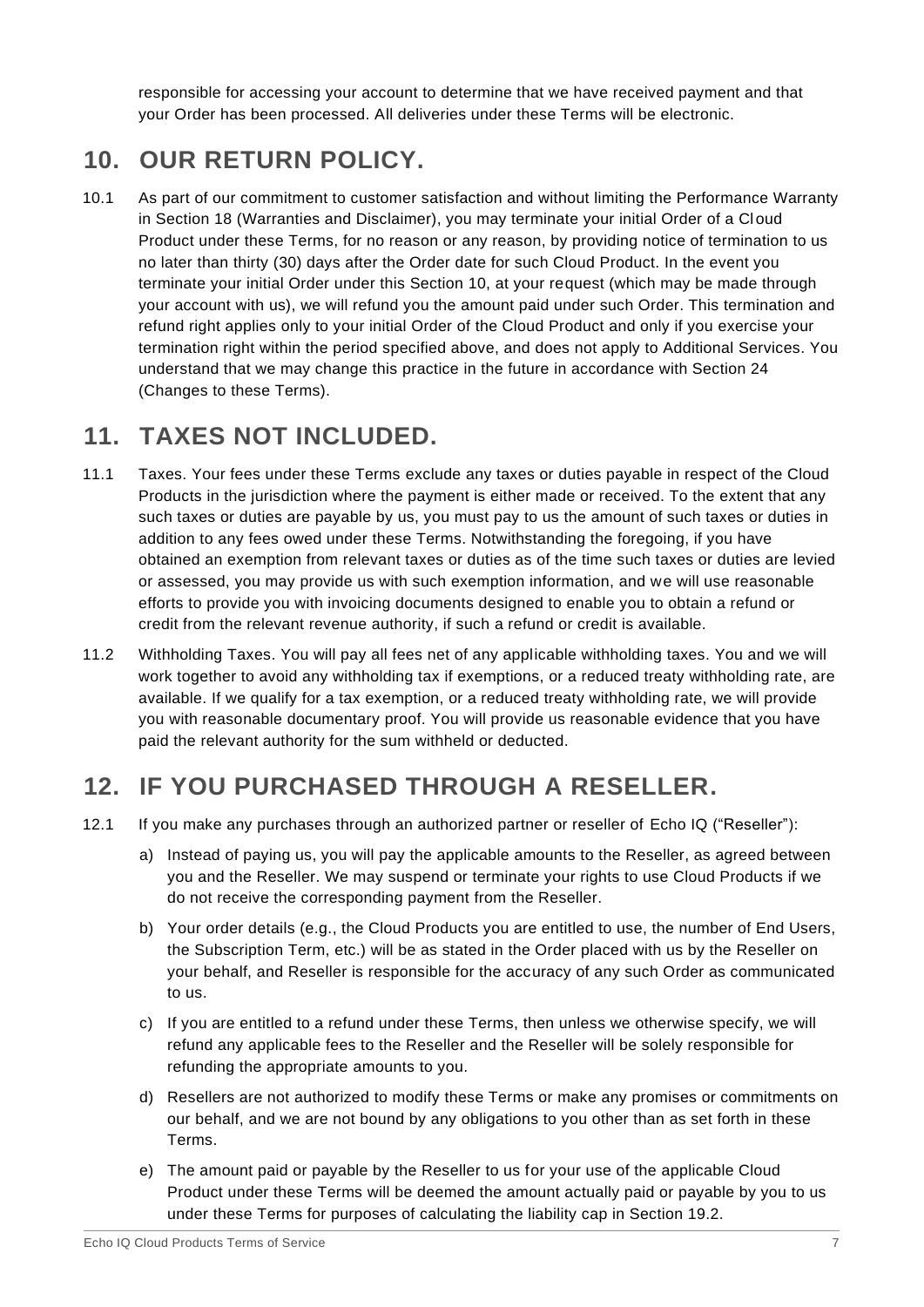responsible for accessing your account to determine that we have received payment and that your Order has been processed. All deliveries under these Terms will be electronic.

## 10. OUR RETURN POLICY.

10.1 As part of our commitment to customer satisfaction and without limiting the Performance Warranty in Section 18 (Warranties and Disclaimer), you may terminate your initial Order of a Cloud Product under these Terms, for no reason or any reason, by providing notice of termination to us no later than thirty (30) days after the Order date for such Cloud Product. In the event you terminate your initial Order under this Section 10, at your request (which may be made through your account with us), we will refund you the amount paid under such Order. This termination and refund right applies only to your initial Order of the Cloud Product and only if you exercise your termination right within the period specified above, and does not apply to Additional Services. You understand that we may change this practice in the future in accordance with Section 24 (Changes to these Terms).

## 11. TAXES NOT INCLUDED.

11.1 Taxes. Your fees under these Terms exclude any taxes or duties payable in respect of the Cloud Products in the jurisdiction where the payment is either made or received. To the extent that any such taxes or duties are payable by us, you must pay to us the amount of such taxes or duties in addition to any fees owed under these Terms. Notwithstanding the foregoing, if you have obtained an exemption from relevant taxes or duties as of the time such taxes or duties are levied or assessed, you may provide us with such exemption information, and we will use reasonable efforts to provide you with invoicing documents designed to enable you to obtain a refund or credit from the relevant revenue authority, if such a refund or credit is available.

11.2 Withholding Taxes. You will pay all fees net of any applicable withholding taxes. You and we will work together to avoid any withholding tax if exemptions, or a reduced treaty withholding rate, are available. If we qualify for a tax exemption, or a reduced treaty withholding rate, we will provide you with reasonable documentary proof. You will provide us reasonable evidence that you have paid the relevant authority for the sum withheld or deducted.

## 12. IF YOU PURCHASED THROUGH A RESELLER.

12.1 If you make any purchases through an authorized partner or reseller of Echo IQ ("Reseller"):

a) Instead of paying us, you will pay the applicable amounts to the Reseller, as agreed between you and the Reseller. We may suspend or terminate your rights to use Cloud Products if we do not receive the corresponding payment from the Reseller.

b) Your order details (e.g., the Cloud Products you are entitled to use, the number of End Users, the Subscription Term, etc.) will be as stated in the Order placed with us by the Reseller on your behalf, and Reseller is responsible for the accuracy of any such Order as communicated to us.

c) If you are entitled to a refund under these Terms, then unless we otherwise specify, we will refund any applicable fees to the Reseller and the Reseller will be solely responsible for refunding the appropriate amounts to you.

d) Resellers are not authorized to modify these Terms or make any promises or commitments on our behalf, and we are not bound by any obligations to you other than as set forth in these Terms.

e) The amount paid or payable by the Reseller to us for your use of the applicable Cloud Product under these Terms will be deemed the amount actually paid or payable by you to us under these Terms for purposes of calculating the liability cap in Section 19.2.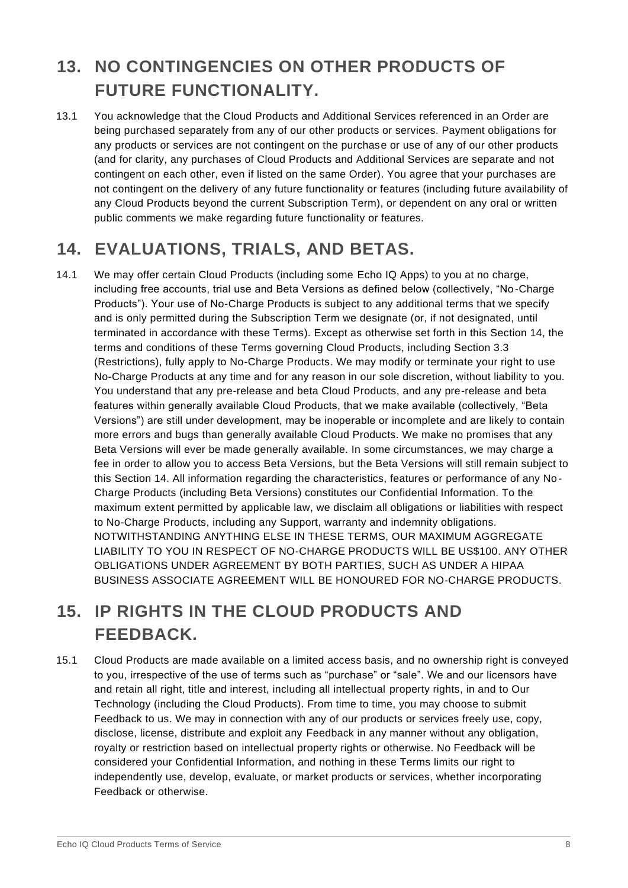## 13. NO CONTINGENCIES ON OTHER PRODUCTS OF FUTURE FUNCTIONALITY.

13.1 You acknowledge that the Cloud Products and Additional Services referenced in an Order are being purchased separately from any of our other products or services. Payment obligations for any products or services are not contingent on the purchase or use of any of our other products (and for clarity, any purchases of Cloud Products and Additional Services are separate and not contingent on each other, even if listed on the same Order). You agree that your purchases are not contingent on the delivery of any future functionality or features (including future availability of any Cloud Products beyond the current Subscription Term), or dependent on any oral or written public comments we make regarding future functionality or features.

## 14. EVALUATIONS, TRIALS, AND BETAS.

14.1 We may offer certain Cloud Products (including some Echo IQ Apps) to you at no charge, including free accounts, trial use and Beta Versions as defined below (collectively, "No-Charge Products"). Your use of No-Charge Products is subject to any additional terms that we specify and is only permitted during the Subscription Term we designate (or, if not designated, until terminated in accordance with these Terms). Except as otherwise set forth in this Section 14, the terms and conditions of these Terms governing Cloud Products, including Section 3.3 (Restrictions), fully apply to No-Charge Products. We may modify or terminate your right to use No-Charge Products at any time and for any reason in our sole discretion, without liability to you. You understand that any pre-release and beta Cloud Products, and any pre-release and beta features within generally available Cloud Products, that we make available (collectively, "Beta Versions") are still under development, may be inoperable or incomplete and are likely to contain more errors and bugs than generally available Cloud Products. We make no promises that any Beta Versions will ever be made generally available. In some circumstances, we may charge a fee in order to allow you to access Beta Versions, but the Beta Versions will still remain subject to this Section 14. All information regarding the characteristics, features or performance of any No-Charge Products (including Beta Versions) constitutes our Confidential Information. To the maximum extent permitted by applicable law, we disclaim all obligations or liabilities with respect to No-Charge Products, including any Support, warranty and indemnity obligations. NOTWITHSTANDING ANYTHING ELSE IN THESE TERMS, OUR MAXIMUM AGGREGATE LIABILITY TO YOU IN RESPECT OF NO-CHARGE PRODUCTS WILL BE US$100. ANY OTHER OBLIGATIONS UNDER AGREEMENT BY BOTH PARTIES, SUCH AS UNDER A HIPAA BUSINESS ASSOCIATE AGREEMENT WILL BE HONOURED FOR NO-CHARGE PRODUCTS.

## 15. IP RIGHTS IN THE CLOUD PRODUCTS AND FEEDBACK.

15.1 Cloud Products are made available on a limited access basis, and no ownership right is conveyed to you, irrespective of the use of terms such as "purchase" or "sale". We and our licensors have and retain all right, title and interest, including all intellectual property rights, in and to Our Technology (including the Cloud Products). From time to time, you may choose to submit Feedback to us. We may in connection with any of our products or services freely use, copy, disclose, license, distribute and exploit any Feedback in any manner without any obligation, royalty or restriction based on intellectual property rights or otherwise. No Feedback will be considered your Confidential Information, and nothing in these Terms limits our right to independently use, develop, evaluate, or market products or services, whether incorporating Feedback or otherwise.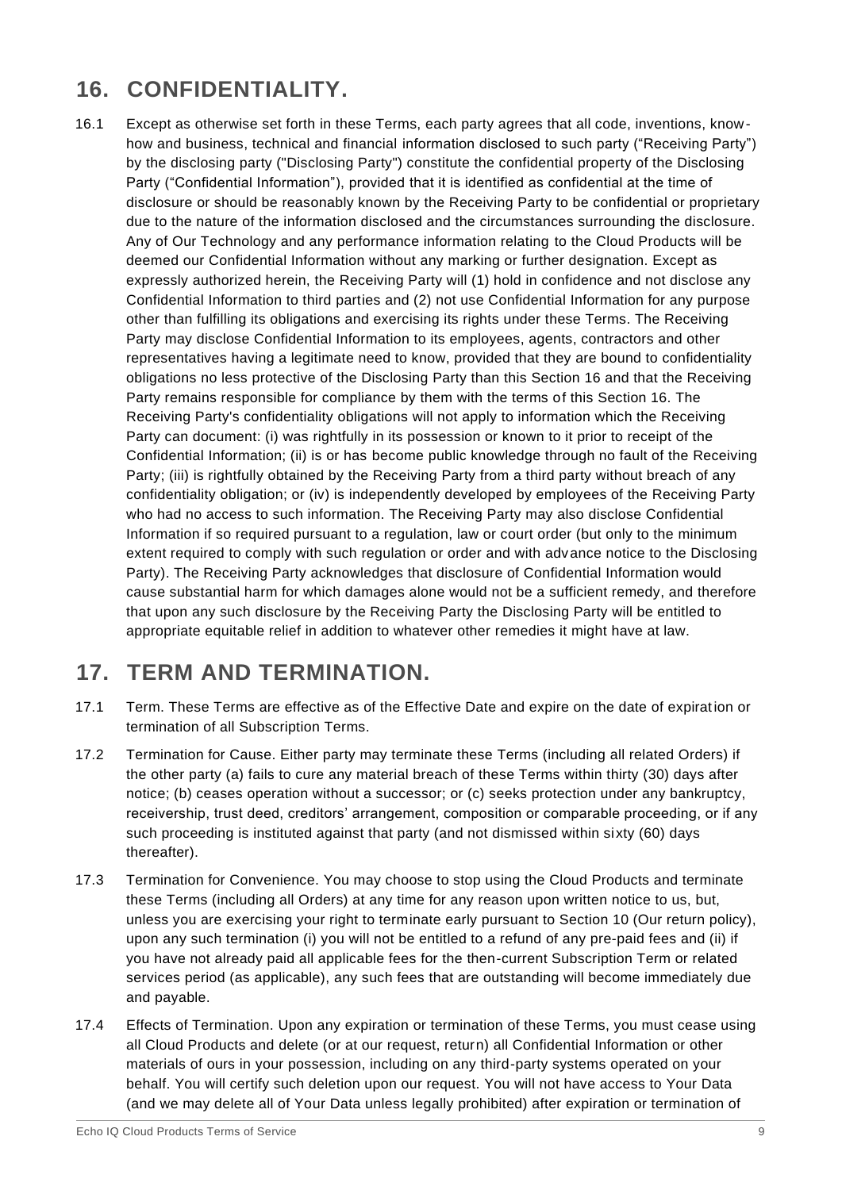## 16. CONFIDENTIALITY.

16.1 Except as otherwise set forth in these Terms, each party agrees that all code, inventions, know-how and business, technical and financial information disclosed to such party ("Receiving Party") by the disclosing party ("Disclosing Party") constitute the confidential property of the Disclosing Party ("Confidential Information"), provided that it is identified as confidential at the time of disclosure or should be reasonably known by the Receiving Party to be confidential or proprietary due to the nature of the information disclosed and the circumstances surrounding the disclosure. Any of Our Technology and any performance information relating to the Cloud Products will be deemed our Confidential Information without any marking or further designation. Except as expressly authorized herein, the Receiving Party will (1) hold in confidence and not disclose any Confidential Information to third parties and (2) not use Confidential Information for any purpose other than fulfilling its obligations and exercising its rights under these Terms. The Receiving Party may disclose Confidential Information to its employees, agents, contractors and other representatives having a legitimate need to know, provided that they are bound to confidentiality obligations no less protective of the Disclosing Party than this Section 16 and that the Receiving Party remains responsible for compliance by them with the terms of this Section 16. The Receiving Party's confidentiality obligations will not apply to information which the Receiving Party can document: (i) was rightfully in its possession or known to it prior to receipt of the Confidential Information; (ii) is or has become public knowledge through no fault of the Receiving Party; (iii) is rightfully obtained by the Receiving Party from a third party without breach of any confidentiality obligation; or (iv) is independently developed by employees of the Receiving Party who had no access to such information. The Receiving Party may also disclose Confidential Information if so required pursuant to a regulation, law or court order (but only to the minimum extent required to comply with such regulation or order and with advance notice to the Disclosing Party). The Receiving Party acknowledges that disclosure of Confidential Information would cause substantial harm for which damages alone would not be a sufficient remedy, and therefore that upon any such disclosure by the Receiving Party the Disclosing Party will be entitled to appropriate equitable relief in addition to whatever other remedies it might have at law.

## 17. TERM AND TERMINATION.

17.1 Term. These Terms are effective as of the Effective Date and expire on the date of expiration or termination of all Subscription Terms.

17.2 Termination for Cause. Either party may terminate these Terms (including all related Orders) if the other party (a) fails to cure any material breach of these Terms within thirty (30) days after notice; (b) ceases operation without a successor; or (c) seeks protection under any bankruptcy, receivership, trust deed, creditors' arrangement, composition or comparable proceeding, or if any such proceeding is instituted against that party (and not dismissed within sixty (60) days thereafter).

17.3 Termination for Convenience. You may choose to stop using the Cloud Products and terminate these Terms (including all Orders) at any time for any reason upon written notice to us, but, unless you are exercising your right to terminate early pursuant to Section 10 (Our return policy), upon any such termination (i) you will not be entitled to a refund of any pre-paid fees and (ii) if you have not already paid all applicable fees for the then-current Subscription Term or related services period (as applicable), any such fees that are outstanding will become immediately due and payable.

17.4 Effects of Termination. Upon any expiration or termination of these Terms, you must cease using all Cloud Products and delete (or at our request, return) all Confidential Information or other materials of ours in your possession, including on any third-party systems operated on your behalf. You will certify such deletion upon our request. You will not have access to Your Data (and we may delete all of Your Data unless legally prohibited) after expiration or termination of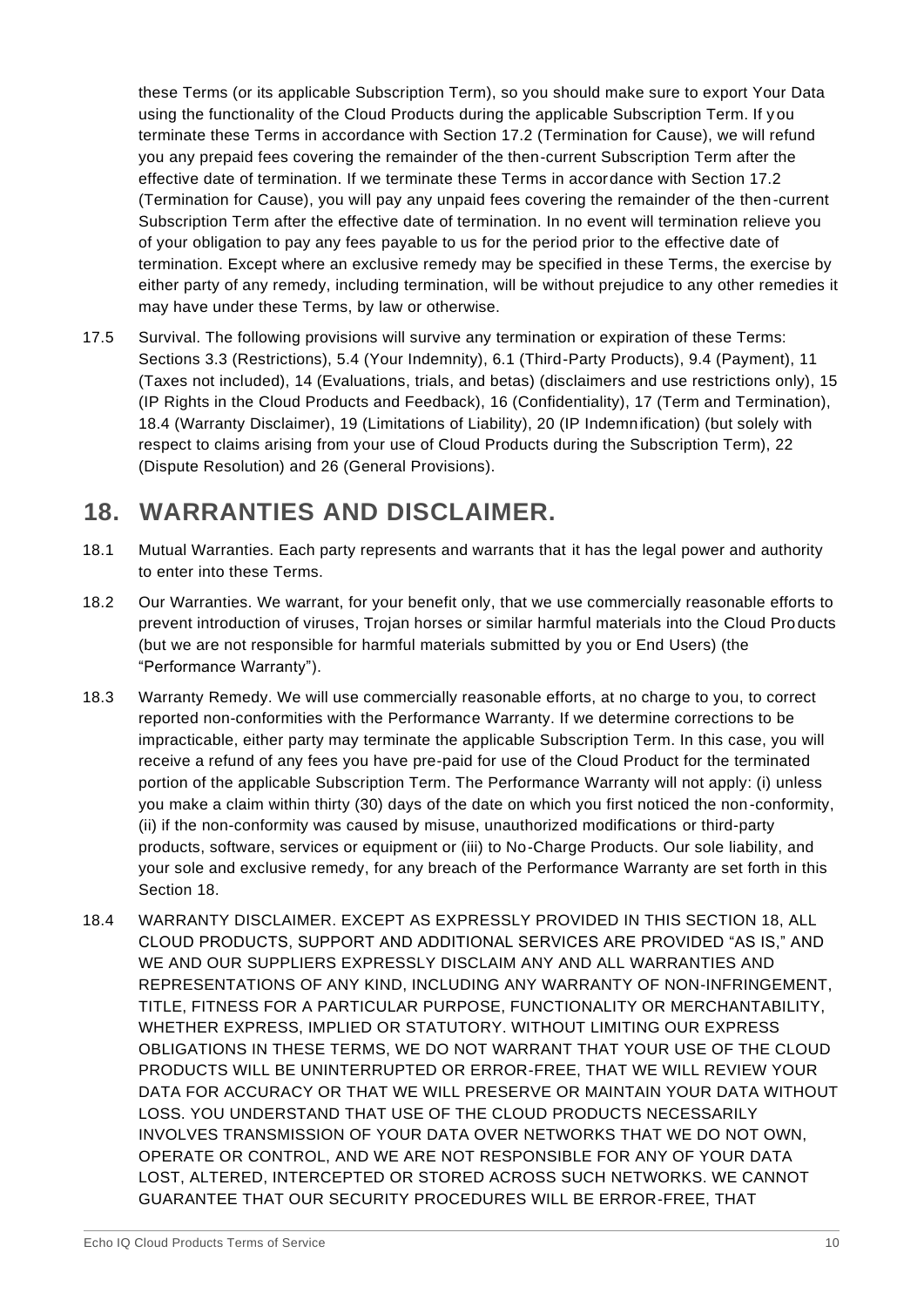these Terms (or its applicable Subscription Term), so you should make sure to export Your Data using the functionality of the Cloud Products during the applicable Subscription Term. If you terminate these Terms in accordance with Section 17.2 (Termination for Cause), we will refund you any prepaid fees covering the remainder of the then-current Subscription Term after the effective date of termination. If we terminate these Terms in accordance with Section 17.2 (Termination for Cause), you will pay any unpaid fees covering the remainder of the then-current Subscription Term after the effective date of termination. In no event will termination relieve you of your obligation to pay any fees payable to us for the period prior to the effective date of termination. Except where an exclusive remedy may be specified in these Terms, the exercise by either party of any remedy, including termination, will be without prejudice to any other remedies it may have under these Terms, by law or otherwise.

17.5 Survival. The following provisions will survive any termination or expiration of these Terms: Sections 3.3 (Restrictions), 5.4 (Your Indemnity), 6.1 (Third-Party Products), 9.4 (Payment), 11 (Taxes not included), 14 (Evaluations, trials, and betas) (disclaimers and use restrictions only), 15 (IP Rights in the Cloud Products and Feedback), 16 (Confidentiality), 17 (Term and Termination), 18.4 (Warranty Disclaimer), 19 (Limitations of Liability), 20 (IP Indemnification) (but solely with respect to claims arising from your use of Cloud Products during the Subscription Term), 22 (Dispute Resolution) and 26 (General Provisions).

## 18. WARRANTIES AND DISCLAIMER.

18.1 Mutual Warranties. Each party represents and warrants that it has the legal power and authority to enter into these Terms.

18.2 Our Warranties. We warrant, for your benefit only, that we use commercially reasonable efforts to prevent introduction of viruses, Trojan horses or similar harmful materials into the Cloud Products (but we are not responsible for harmful materials submitted by you or End Users) (the "Performance Warranty").

18.3 Warranty Remedy. We will use commercially reasonable efforts, at no charge to you, to correct reported non-conformities with the Performance Warranty. If we determine corrections to be impracticable, either party may terminate the applicable Subscription Term. In this case, you will receive a refund of any fees you have pre-paid for use of the Cloud Product for the terminated portion of the applicable Subscription Term. The Performance Warranty will not apply: (i) unless you make a claim within thirty (30) days of the date on which you first noticed the non-conformity, (ii) if the non-conformity was caused by misuse, unauthorized modifications or third-party products, software, services or equipment or (iii) to No-Charge Products. Our sole liability, and your sole and exclusive remedy, for any breach of the Performance Warranty are set forth in this Section 18.

18.4 WARRANTY DISCLAIMER. EXCEPT AS EXPRESSLY PROVIDED IN THIS SECTION 18, ALL CLOUD PRODUCTS, SUPPORT AND ADDITIONAL SERVICES ARE PROVIDED "AS IS," AND WE AND OUR SUPPLIERS EXPRESSLY DISCLAIM ANY AND ALL WARRANTIES AND REPRESENTATIONS OF ANY KIND, INCLUDING ANY WARRANTY OF NON-INFRINGEMENT, TITLE, FITNESS FOR A PARTICULAR PURPOSE, FUNCTIONALITY OR MERCHANTABILITY, WHETHER EXPRESS, IMPLIED OR STATUTORY. WITHOUT LIMITING OUR EXPRESS OBLIGATIONS IN THESE TERMS, WE DO NOT WARRANT THAT YOUR USE OF THE CLOUD PRODUCTS WILL BE UNINTERRUPTED OR ERROR-FREE, THAT WE WILL REVIEW YOUR DATA FOR ACCURACY OR THAT WE WILL PRESERVE OR MAINTAIN YOUR DATA WITHOUT LOSS. YOU UNDERSTAND THAT USE OF THE CLOUD PRODUCTS NECESSARILY INVOLVES TRANSMISSION OF YOUR DATA OVER NETWORKS THAT WE DO NOT OWN, OPERATE OR CONTROL, AND WE ARE NOT RESPONSIBLE FOR ANY OF YOUR DATA LOST, ALTERED, INTERCEPTED OR STORED ACROSS SUCH NETWORKS. WE CANNOT GUARANTEE THAT OUR SECURITY PROCEDURES WILL BE ERROR-FREE, THAT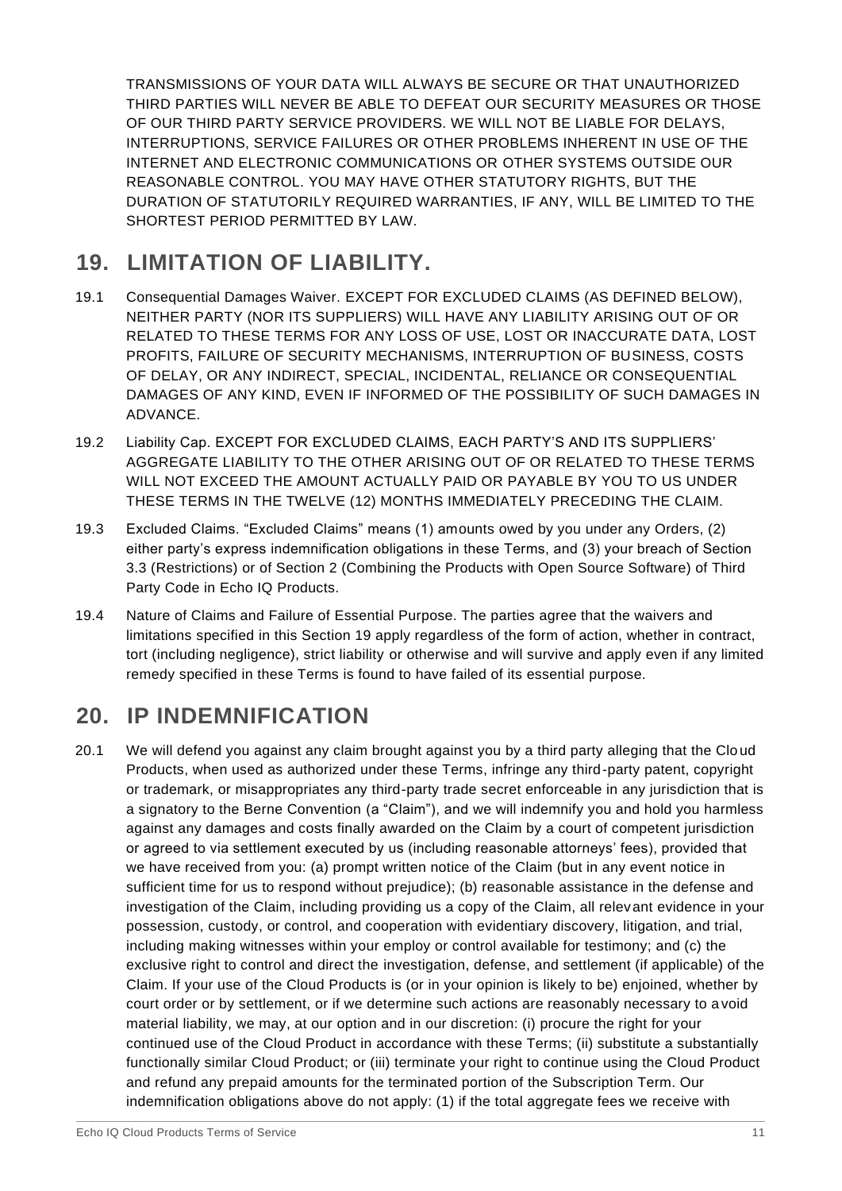TRANSMISSIONS OF YOUR DATA WILL ALWAYS BE SECURE OR THAT UNAUTHORIZED THIRD PARTIES WILL NEVER BE ABLE TO DEFEAT OUR SECURITY MEASURES OR THOSE OF OUR THIRD PARTY SERVICE PROVIDERS. WE WILL NOT BE LIABLE FOR DELAYS, INTERRUPTIONS, SERVICE FAILURES OR OTHER PROBLEMS INHERENT IN USE OF THE INTERNET AND ELECTRONIC COMMUNICATIONS OR OTHER SYSTEMS OUTSIDE OUR REASONABLE CONTROL. YOU MAY HAVE OTHER STATUTORY RIGHTS, BUT THE DURATION OF STATUTORILY REQUIRED WARRANTIES, IF ANY, WILL BE LIMITED TO THE SHORTEST PERIOD PERMITTED BY LAW.

## 19. LIMITATION OF LIABILITY.

19.1 Consequential Damages Waiver. EXCEPT FOR EXCLUDED CLAIMS (AS DEFINED BELOW), NEITHER PARTY (NOR ITS SUPPLIERS) WILL HAVE ANY LIABILITY ARISING OUT OF OR RELATED TO THESE TERMS FOR ANY LOSS OF USE, LOST OR INACCURATE DATA, LOST PROFITS, FAILURE OF SECURITY MECHANISMS, INTERRUPTION OF BUSINESS, COSTS OF DELAY, OR ANY INDIRECT, SPECIAL, INCIDENTAL, RELIANCE OR CONSEQUENTIAL DAMAGES OF ANY KIND, EVEN IF INFORMED OF THE POSSIBILITY OF SUCH DAMAGES IN ADVANCE.

19.2 Liability Cap. EXCEPT FOR EXCLUDED CLAIMS, EACH PARTY'S AND ITS SUPPLIERS' AGGREGATE LIABILITY TO THE OTHER ARISING OUT OF OR RELATED TO THESE TERMS WILL NOT EXCEED THE AMOUNT ACTUALLY PAID OR PAYABLE BY YOU TO US UNDER THESE TERMS IN THE TWELVE (12) MONTHS IMMEDIATELY PRECEDING THE CLAIM.

19.3 Excluded Claims. "Excluded Claims" means (1) amounts owed by you under any Orders, (2) either party's express indemnification obligations in these Terms, and (3) your breach of Section 3.3 (Restrictions) or of Section 2 (Combining the Products with Open Source Software) of Third Party Code in Echo IQ Products.

19.4 Nature of Claims and Failure of Essential Purpose. The parties agree that the waivers and limitations specified in this Section 19 apply regardless of the form of action, whether in contract, tort (including negligence), strict liability or otherwise and will survive and apply even if any limited remedy specified in these Terms is found to have failed of its essential purpose.

## 20. IP INDEMNIFICATION

20.1 We will defend you against any claim brought against you by a third party alleging that the Cloud Products, when used as authorized under these Terms, infringe any third-party patent, copyright or trademark, or misappropriates any third-party trade secret enforceable in any jurisdiction that is a signatory to the Berne Convention (a "Claim"), and we will indemnify you and hold you harmless against any damages and costs finally awarded on the Claim by a court of competent jurisdiction or agreed to via settlement executed by us (including reasonable attorneys' fees), provided that we have received from you: (a) prompt written notice of the Claim (but in any event notice in sufficient time for us to respond without prejudice); (b) reasonable assistance in the defense and investigation of the Claim, including providing us a copy of the Claim, all relevant evidence in your possession, custody, or control, and cooperation with evidentiary discovery, litigation, and trial, including making witnesses within your employ or control available for testimony; and (c) the exclusive right to control and direct the investigation, defense, and settlement (if applicable) of the Claim. If your use of the Cloud Products is (or in your opinion is likely to be) enjoined, whether by court order or by settlement, or if we determine such actions are reasonably necessary to avoid material liability, we may, at our option and in our discretion: (i) procure the right for your continued use of the Cloud Product in accordance with these Terms; (ii) substitute a substantially functionally similar Cloud Product; or (iii) terminate your right to continue using the Cloud Product and refund any prepaid amounts for the terminated portion of the Subscription Term. Our indemnification obligations above do not apply: (1) if the total aggregate fees we receive with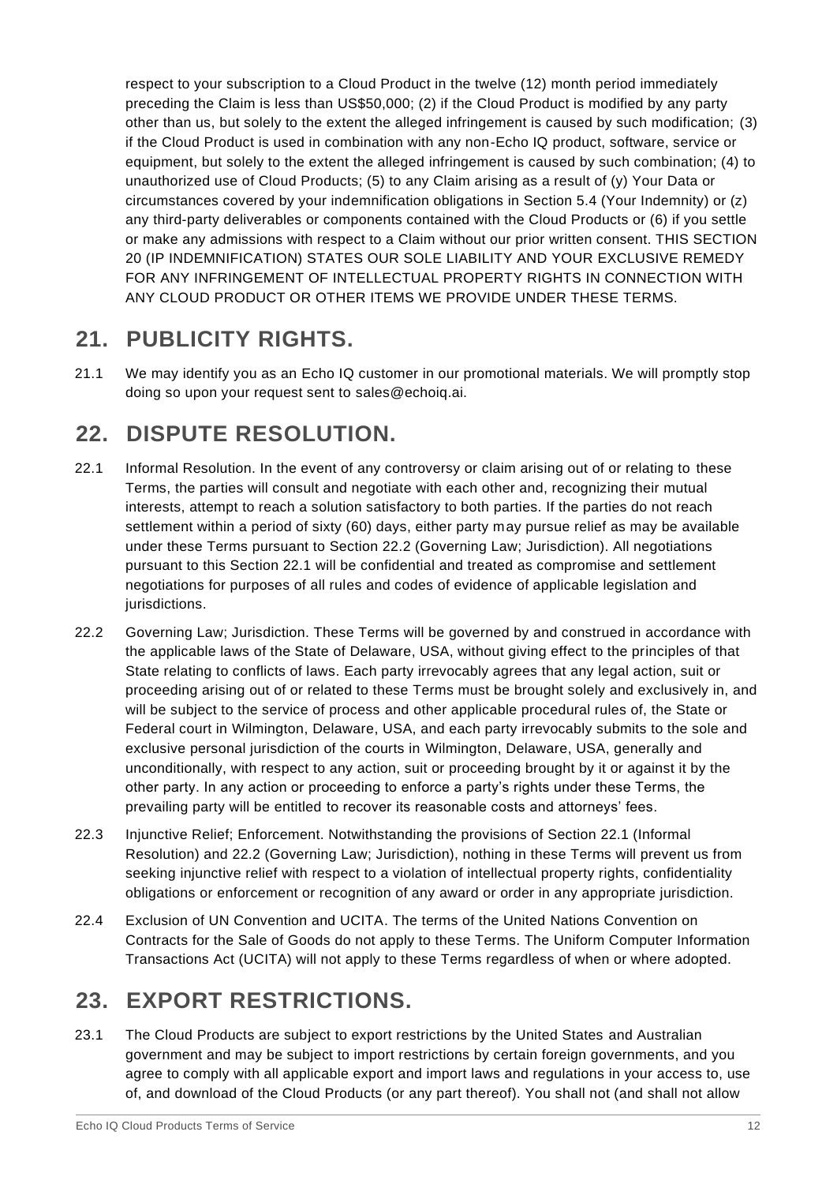respect to your subscription to a Cloud Product in the twelve (12) month period immediately preceding the Claim is less than US$50,000; (2) if the Cloud Product is modified by any party other than us, but solely to the extent the alleged infringement is caused by such modification; (3) if the Cloud Product is used in combination with any non-Echo IQ product, software, service or equipment, but solely to the extent the alleged infringement is caused by such combination; (4) to unauthorized use of Cloud Products; (5) to any Claim arising as a result of (y) Your Data or circumstances covered by your indemnification obligations in Section 5.4 (Your Indemnity) or (z) any third-party deliverables or components contained with the Cloud Products or (6) if you settle or make any admissions with respect to a Claim without our prior written consent. THIS SECTION 20 (IP INDEMNIFICATION) STATES OUR SOLE LIABILITY AND YOUR EXCLUSIVE REMEDY FOR ANY INFRINGEMENT OF INTELLECTUAL PROPERTY RIGHTS IN CONNECTION WITH ANY CLOUD PRODUCT OR OTHER ITEMS WE PROVIDE UNDER THESE TERMS.

## 21. PUBLICITY RIGHTS.

21.1 We may identify you as an Echo IQ customer in our promotional materials. We will promptly stop doing so upon your request sent to sales@echoiq.ai.

## 22. DISPUTE RESOLUTION.

22.1 Informal Resolution. In the event of any controversy or claim arising out of or relating to these Terms, the parties will consult and negotiate with each other and, recognizing their mutual interests, attempt to reach a solution satisfactory to both parties. If the parties do not reach settlement within a period of sixty (60) days, either party may pursue relief as may be available under these Terms pursuant to Section 22.2 (Governing Law; Jurisdiction). All negotiations pursuant to this Section 22.1 will be confidential and treated as compromise and settlement negotiations for purposes of all rules and codes of evidence of applicable legislation and jurisdictions.

22.2 Governing Law; Jurisdiction. These Terms will be governed by and construed in accordance with the applicable laws of the State of Delaware, USA, without giving effect to the principles of that State relating to conflicts of laws. Each party irrevocably agrees that any legal action, suit or proceeding arising out of or related to these Terms must be brought solely and exclusively in, and will be subject to the service of process and other applicable procedural rules of, the State or Federal court in Wilmington, Delaware, USA, and each party irrevocably submits to the sole and exclusive personal jurisdiction of the courts in Wilmington, Delaware, USA, generally and unconditionally, with respect to any action, suit or proceeding brought by it or against it by the other party. In any action or proceeding to enforce a party's rights under these Terms, the prevailing party will be entitled to recover its reasonable costs and attorneys' fees.

22.3 Injunctive Relief; Enforcement. Notwithstanding the provisions of Section 22.1 (Informal Resolution) and 22.2 (Governing Law; Jurisdiction), nothing in these Terms will prevent us from seeking injunctive relief with respect to a violation of intellectual property rights, confidentiality obligations or enforcement or recognition of any award or order in any appropriate jurisdiction.

22.4 Exclusion of UN Convention and UCITA. The terms of the United Nations Convention on Contracts for the Sale of Goods do not apply to these Terms. The Uniform Computer Information Transactions Act (UCITA) will not apply to these Terms regardless of when or where adopted.

## 23. EXPORT RESTRICTIONS.

23.1 The Cloud Products are subject to export restrictions by the United States and Australian government and may be subject to import restrictions by certain foreign governments, and you agree to comply with all applicable export and import laws and regulations in your access to, use of, and download of the Cloud Products (or any part thereof). You shall not (and shall not allow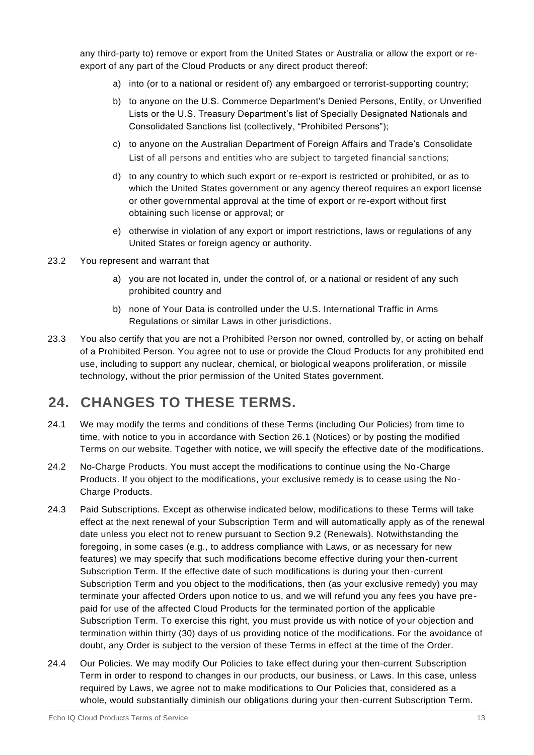any third-party to) remove or export from the United States or Australia or allow the export or re-export of any part of the Cloud Products or any direct product thereof:

a) into (or to a national or resident of) any embargoed or terrorist-supporting country;

b) to anyone on the U.S. Commerce Department's Denied Persons, Entity, or Unverified Lists or the U.S. Treasury Department's list of Specially Designated Nationals and Consolidated Sanctions list (collectively, "Prohibited Persons");

c) to anyone on the Australian Department of Foreign Affairs and Trade's Consolidate List of all persons and entities who are subject to targeted financial sanctions;

d) to any country to which such export or re-export is restricted or prohibited, or as to which the United States government or any agency thereof requires an export license or other governmental approval at the time of export or re-export without first obtaining such license or approval; or

e) otherwise in violation of any export or import restrictions, laws or regulations of any United States or foreign agency or authority.

23.2 You represent and warrant that

a) you are not located in, under the control of, or a national or resident of any such prohibited country and

b) none of Your Data is controlled under the U.S. International Traffic in Arms Regulations or similar Laws in other jurisdictions.

23.3 You also certify that you are not a Prohibited Person nor owned, controlled by, or acting on behalf of a Prohibited Person. You agree not to use or provide the Cloud Products for any prohibited end use, including to support any nuclear, chemical, or biological weapons proliferation, or missile technology, without the prior permission of the United States government.

## 24. CHANGES TO THESE TERMS.

24.1 We may modify the terms and conditions of these Terms (including Our Policies) from time to time, with notice to you in accordance with Section 26.1 (Notices) or by posting the modified Terms on our website. Together with notice, we will specify the effective date of the modifications.

24.2 No-Charge Products. You must accept the modifications to continue using the No-Charge Products. If you object to the modifications, your exclusive remedy is to cease using the No-Charge Products.

24.3 Paid Subscriptions. Except as otherwise indicated below, modifications to these Terms will take effect at the next renewal of your Subscription Term and will automatically apply as of the renewal date unless you elect not to renew pursuant to Section 9.2 (Renewals). Notwithstanding the foregoing, in some cases (e.g., to address compliance with Laws, or as necessary for new features) we may specify that such modifications become effective during your then-current Subscription Term. If the effective date of such modifications is during your then-current Subscription Term and you object to the modifications, then (as your exclusive remedy) you may terminate your affected Orders upon notice to us, and we will refund you any fees you have pre-paid for use of the affected Cloud Products for the terminated portion of the applicable Subscription Term. To exercise this right, you must provide us with notice of your objection and termination within thirty (30) days of us providing notice of the modifications. For the avoidance of doubt, any Order is subject to the version of these Terms in effect at the time of the Order.

24.4 Our Policies. We may modify Our Policies to take effect during your then-current Subscription Term in order to respond to changes in our products, our business, or Laws. In this case, unless required by Laws, we agree not to make modifications to Our Policies that, considered as a whole, would substantially diminish our obligations during your then-current Subscription Term.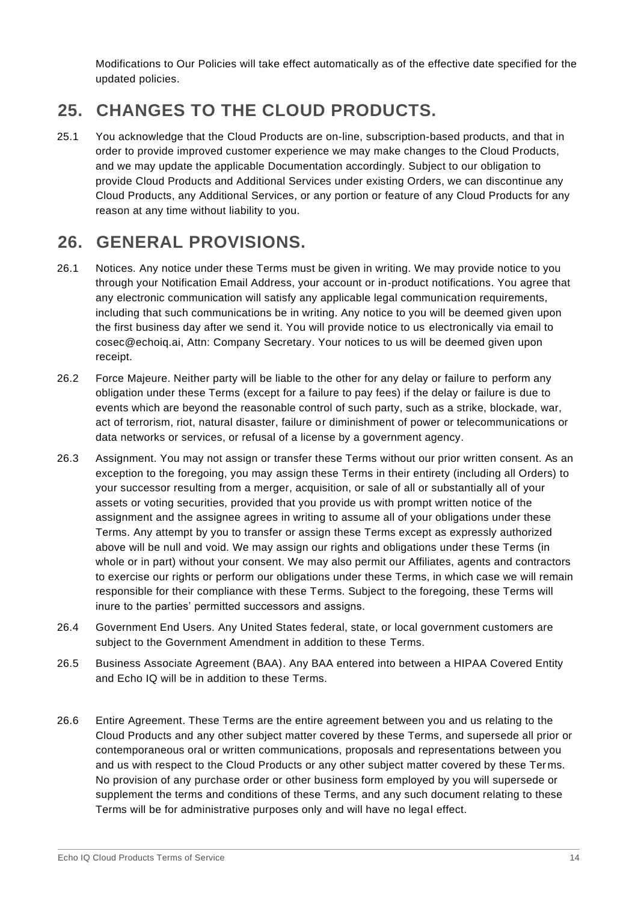Modifications to Our Policies will take effect automatically as of the effective date specified for the updated policies.

## 25. CHANGES TO THE CLOUD PRODUCTS.

25.1 You acknowledge that the Cloud Products are on-line, subscription-based products, and that in order to provide improved customer experience we may make changes to the Cloud Products, and we may update the applicable Documentation accordingly. Subject to our obligation to provide Cloud Products and Additional Services under existing Orders, we can discontinue any Cloud Products, any Additional Services, or any portion or feature of any Cloud Products for any reason at any time without liability to you.

## 26. GENERAL PROVISIONS.

26.1 Notices. Any notice under these Terms must be given in writing. We may provide notice to you through your Notification Email Address, your account or in-product notifications. You agree that any electronic communication will satisfy any applicable legal communication requirements, including that such communications be in writing. Any notice to you will be deemed given upon the first business day after we send it. You will provide notice to us electronically via email to cosec@echoiq.ai, Attn: Company Secretary. Your notices to us will be deemed given upon receipt.

26.2 Force Majeure. Neither party will be liable to the other for any delay or failure to perform any obligation under these Terms (except for a failure to pay fees) if the delay or failure is due to events which are beyond the reasonable control of such party, such as a strike, blockade, war, act of terrorism, riot, natural disaster, failure or diminishment of power or telecommunications or data networks or services, or refusal of a license by a government agency.

26.3 Assignment. You may not assign or transfer these Terms without our prior written consent. As an exception to the foregoing, you may assign these Terms in their entirety (including all Orders) to your successor resulting from a merger, acquisition, or sale of all or substantially all of your assets or voting securities, provided that you provide us with prompt written notice of the assignment and the assignee agrees in writing to assume all of your obligations under these Terms. Any attempt by you to transfer or assign these Terms except as expressly authorized above will be null and void. We may assign our rights and obligations under these Terms (in whole or in part) without your consent. We may also permit our Affiliates, agents and contractors to exercise our rights or perform our obligations under these Terms, in which case we will remain responsible for their compliance with these Terms. Subject to the foregoing, these Terms will inure to the parties' permitted successors and assigns.

26.4 Government End Users. Any United States federal, state, or local government customers are subject to the Government Amendment in addition to these Terms.

26.5 Business Associate Agreement (BAA). Any BAA entered into between a HIPAA Covered Entity and Echo IQ will be in addition to these Terms.

26.6 Entire Agreement. These Terms are the entire agreement between you and us relating to the Cloud Products and any other subject matter covered by these Terms, and supersede all prior or contemporaneous oral or written communications, proposals and representations between you and us with respect to the Cloud Products or any other subject matter covered by these Terms. No provision of any purchase order or other business form employed by you will supersede or supplement the terms and conditions of these Terms, and any such document relating to these Terms will be for administrative purposes only and will have no legal effect.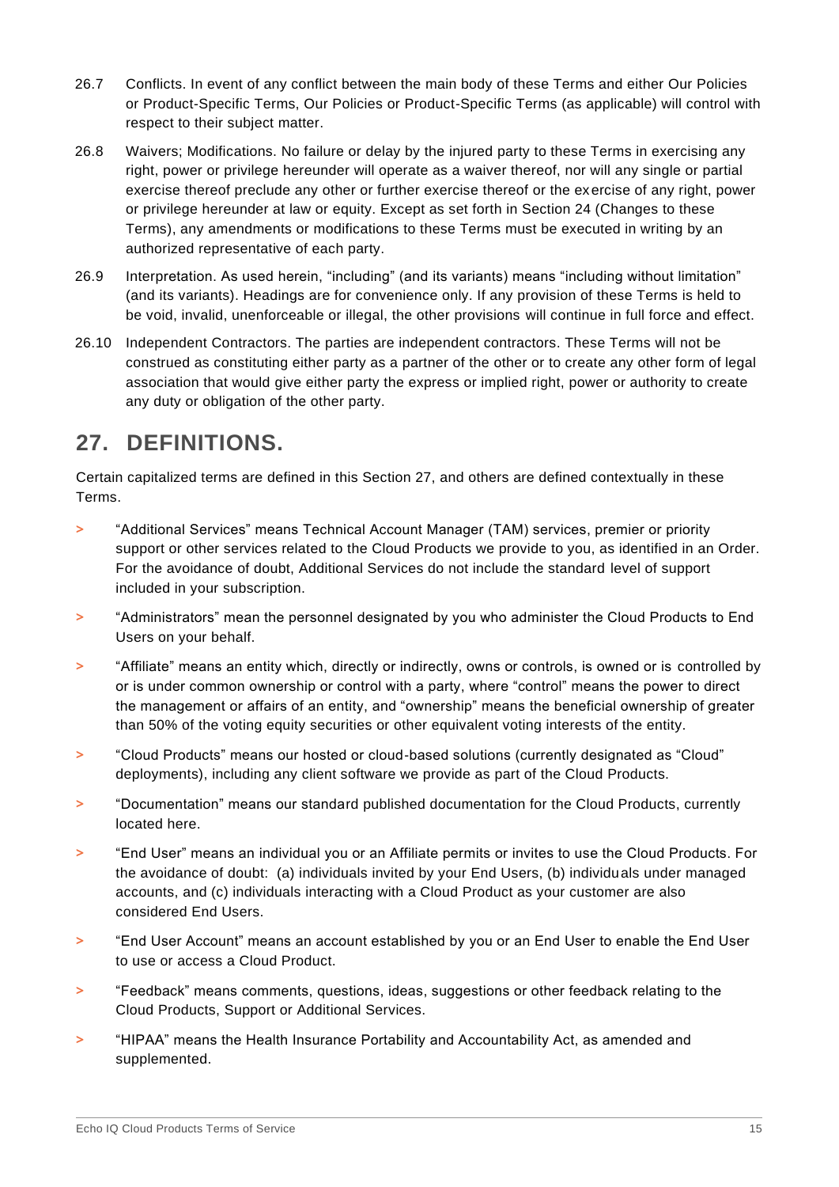26.7 Conflicts. In event of any conflict between the main body of these Terms and either Our Policies or Product-Specific Terms, Our Policies or Product-Specific Terms (as applicable) will control with respect to their subject matter.

26.8 Waivers; Modifications. No failure or delay by the injured party to these Terms in exercising any right, power or privilege hereunder will operate as a waiver thereof, nor will any single or partial exercise thereof preclude any other or further exercise thereof or the exercise of any right, power or privilege hereunder at law or equity. Except as set forth in Section 24 (Changes to these Terms), any amendments or modifications to these Terms must be executed in writing by an authorized representative of each party.

26.9 Interpretation. As used herein, "including" (and its variants) means "including without limitation" (and its variants). Headings are for convenience only. If any provision of these Terms is held to be void, invalid, unenforceable or illegal, the other provisions will continue in full force and effect.

26.10 Independent Contractors. The parties are independent contractors. These Terms will not be construed as constituting either party as a partner of the other or to create any other form of legal association that would give either party the express or implied right, power or authority to create any duty or obligation of the other party.

## 27. DEFINITIONS.

Certain capitalized terms are defined in this Section 27, and others are defined contextually in these Terms.

> "Additional Services" means Technical Account Manager (TAM) services, premier or priority support or other services related to the Cloud Products we provide to you, as identified in an Order. For the avoidance of doubt, Additional Services do not include the standard level of support included in your subscription.

> "Administrators" mean the personnel designated by you who administer the Cloud Products to End Users on your behalf.

> "Affiliate" means an entity which, directly or indirectly, owns or controls, is owned or is controlled by or is under common ownership or control with a party, where "control" means the power to direct the management or affairs of an entity, and "ownership" means the beneficial ownership of greater than 50% of the voting equity securities or other equivalent voting interests of the entity.

> "Cloud Products" means our hosted or cloud-based solutions (currently designated as "Cloud" deployments), including any client software we provide as part of the Cloud Products.

> "Documentation" means our standard published documentation for the Cloud Products, currently located here.

> "End User" means an individual you or an Affiliate permits or invites to use the Cloud Products. For the avoidance of doubt: (a) individuals invited by your End Users, (b) individuals under managed accounts, and (c) individuals interacting with a Cloud Product as your customer are also considered End Users.

> "End User Account" means an account established by you or an End User to enable the End User to use or access a Cloud Product.

> "Feedback" means comments, questions, ideas, suggestions or other feedback relating to the Cloud Products, Support or Additional Services.

> "HIPAA" means the Health Insurance Portability and Accountability Act, as amended and supplemented.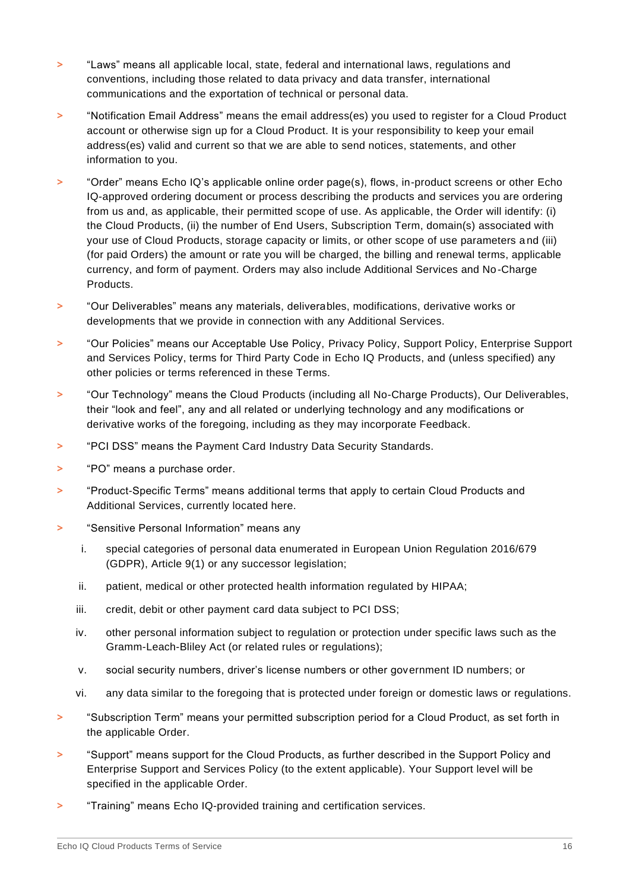- "Laws" means all applicable local, state, federal and international laws, regulations and conventions, including those related to data privacy and data transfer, international communications and the exportation of technical or personal data.
- "Notification Email Address" means the email address(es) you used to register for a Cloud Product account or otherwise sign up for a Cloud Product. It is your responsibility to keep your email address(es) valid and current so that we are able to send notices, statements, and other information to you.
- "Order" means Echo IQ's applicable online order page(s), flows, in-product screens or other Echo IQ-approved ordering document or process describing the products and services you are ordering from us and, as applicable, their permitted scope of use. As applicable, the Order will identify: (i) the Cloud Products, (ii) the number of End Users, Subscription Term, domain(s) associated with your use of Cloud Products, storage capacity or limits, or other scope of use parameters and (iii) (for paid Orders) the amount or rate you will be charged, the billing and renewal terms, applicable currency, and form of payment. Orders may also include Additional Services and No-Charge Products.
- "Our Deliverables" means any materials, deliverables, modifications, derivative works or developments that we provide in connection with any Additional Services.
- "Our Policies" means our Acceptable Use Policy, Privacy Policy, Support Policy, Enterprise Support and Services Policy, terms for Third Party Code in Echo IQ Products, and (unless specified) any other policies or terms referenced in these Terms.
- "Our Technology" means the Cloud Products (including all No-Charge Products), Our Deliverables, their "look and feel", any and all related or underlying technology and any modifications or derivative works of the foregoing, including as they may incorporate Feedback.
- "PCI DSS" means the Payment Card Industry Data Security Standards.
- "PO" means a purchase order.
- "Product-Specific Terms" means additional terms that apply to certain Cloud Products and Additional Services, currently located here.
- "Sensitive Personal Information" means any
  1. special categories of personal data enumerated in European Union Regulation 2016/679 (GDPR), Article 9(1) or any successor legislation;
  2. patient, medical or other protected health information regulated by HIPAA;
  3. credit, debit or other payment card data subject to PCI DSS;
  4. other personal information subject to regulation or protection under specific laws such as the Gramm-Leach-Bliley Act (or related rules or regulations);
  5. social security numbers, driver's license numbers or other government ID numbers; or
  6. any data similar to the foregoing that is protected under foreign or domestic laws or regulations.
- "Subscription Term" means your permitted subscription period for a Cloud Product, as set forth in the applicable Order.
- "Support" means support for the Cloud Products, as further described in the Support Policy and Enterprise Support and Services Policy (to the extent applicable). Your Support level will be specified in the applicable Order.
- "Training" means Echo IQ-provided training and certification services.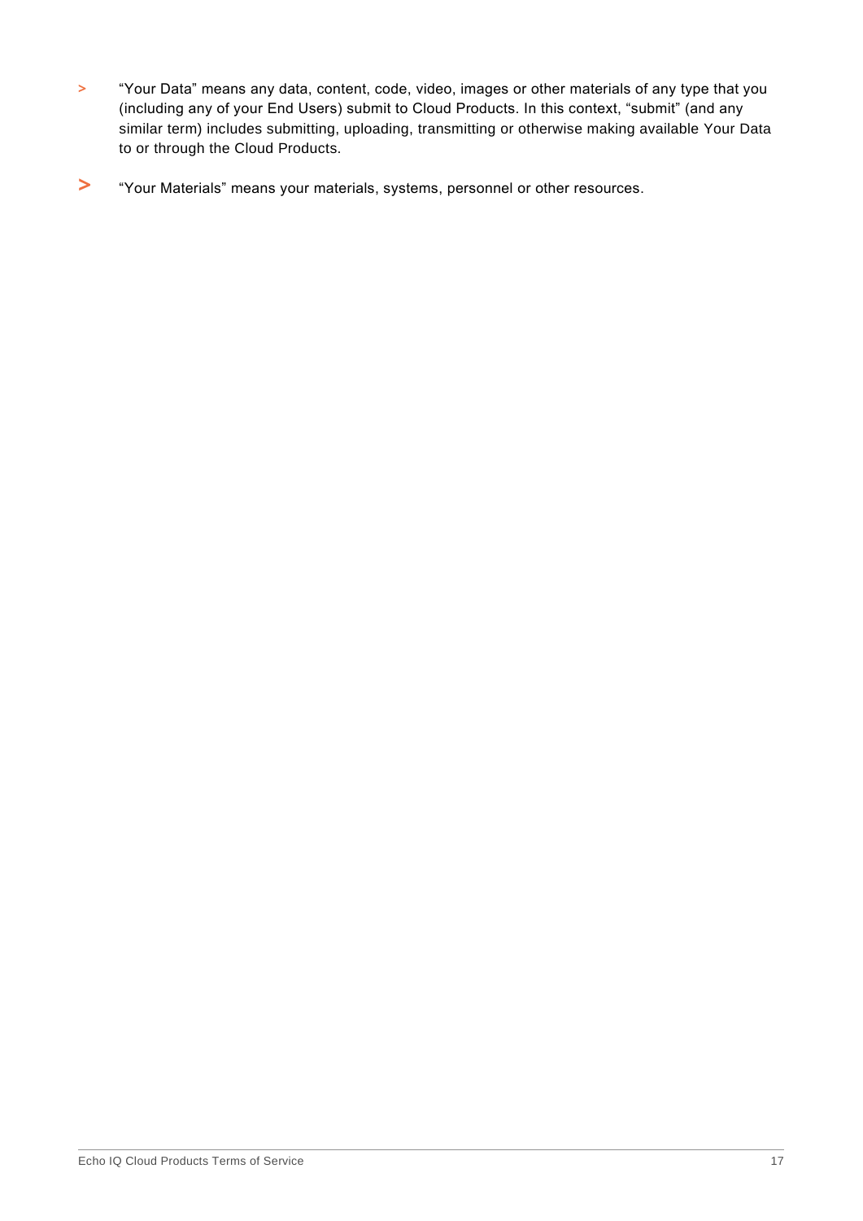- "Your Data" means any data, content, code, video, images or other materials of any type that you (including any of your End Users) submit to Cloud Products. In this context, "submit" (and any similar term) includes submitting, uploading, transmitting or otherwise making available Your Data to or through the Cloud Products.
- "Your Materials" means your materials, systems, personnel or other resources.